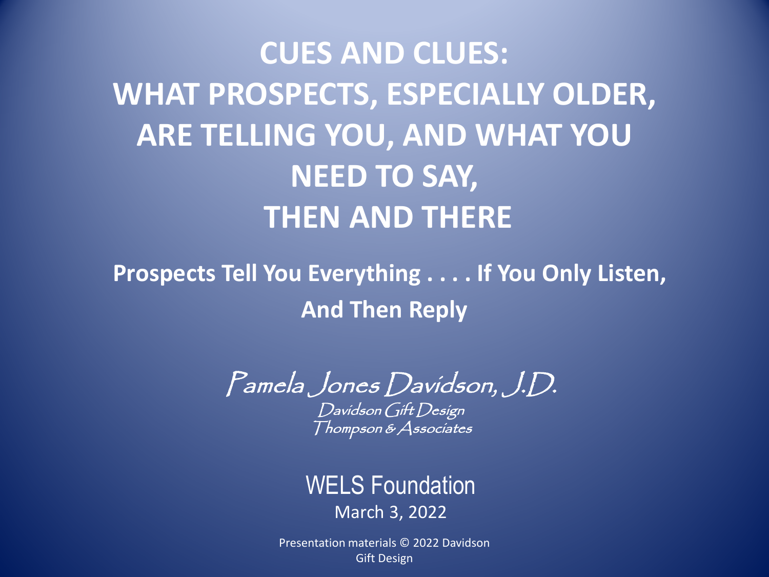# CUES AND CLUES: WHAT PROSPECTS, ESPECIALLY OLDER, ARE TELLING YOU, AND WHAT YOU NEED TO SAY, THEN AND THERE

**Prospects Tell You Everything . . . . If You Only Listen, And Then Reply**

*Pamela Jones Davidson, J.D.*

*Davidson Gift Design*

*Thompson & Associates*

WELS Foundation

March 3, 2022

Presentation materials © 2022 Davidson Gift Design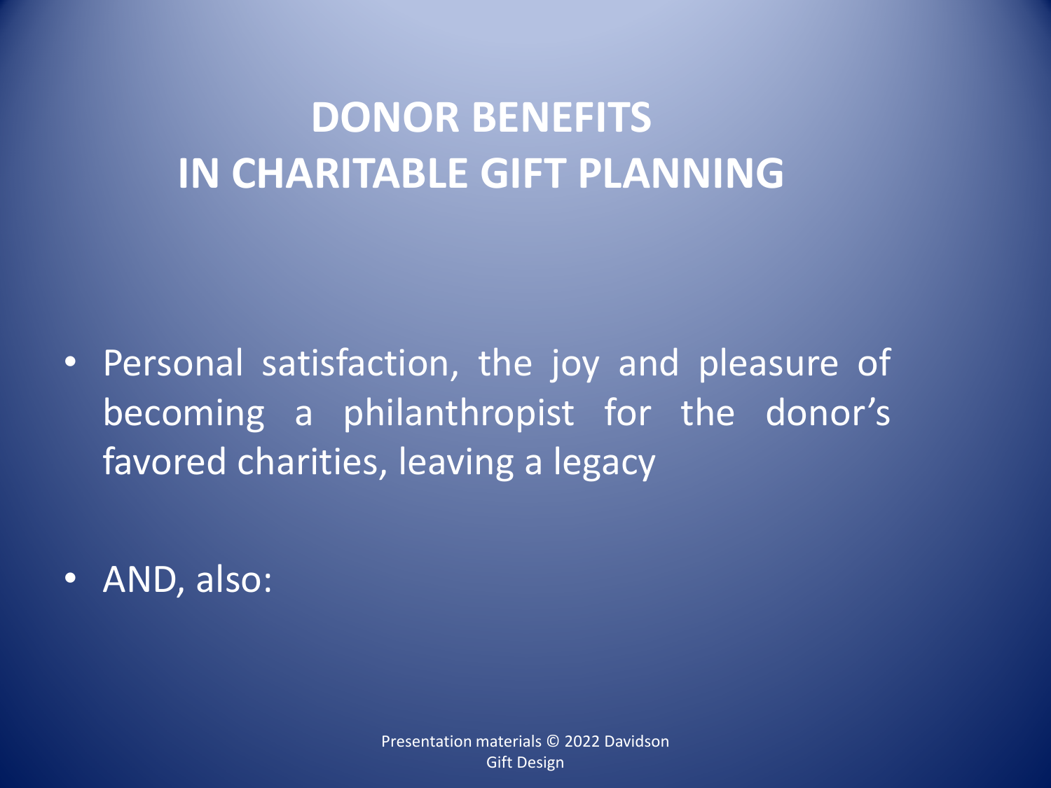# DONOR BENEFITS IN CHARITABLE GIFT PLANNING

- Personal satisfaction, the joy and pleasure of becoming a philanthropist for the donor's favored charities, leaving a legacy
- AND, also: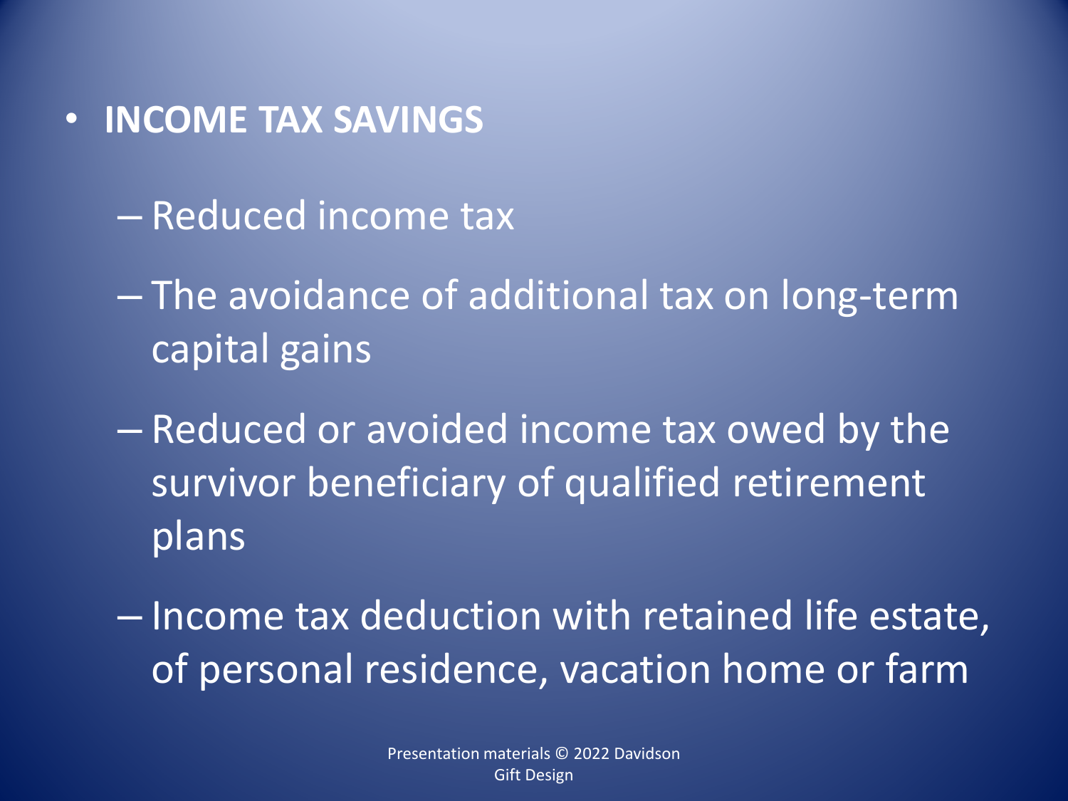- **INCOME TAX SAVINGS**
  - Reduced income tax
  - The avoidance of additional tax on long-term capital gains
  - Reduced or avoided income tax owed by the survivor beneficiary of qualified retirement plans
  - Income tax deduction with retained life estate, of personal residence, vacation home or farm

Presentation materials © 2022 Davidson Gift Design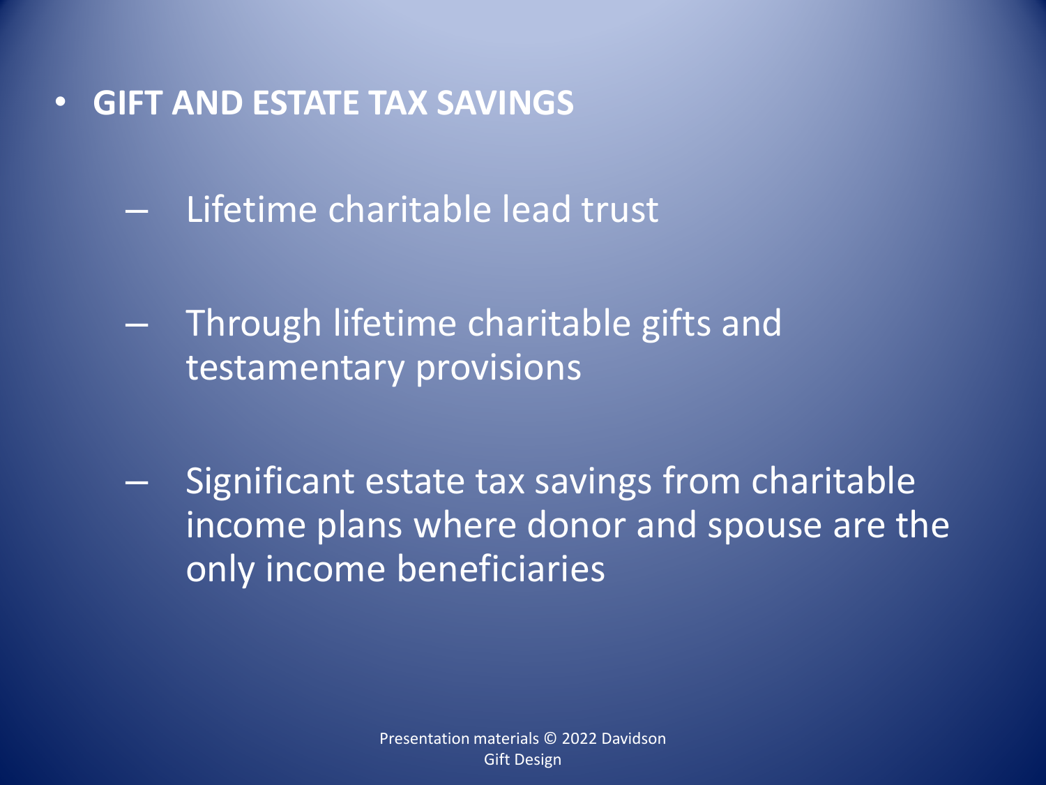- **GIFT AND ESTATE TAX SAVINGS**
  - Lifetime charitable lead trust
  - Through lifetime charitable gifts and testamentary provisions
  - Significant estate tax savings from charitable income plans where donor and spouse are the only income beneficiaries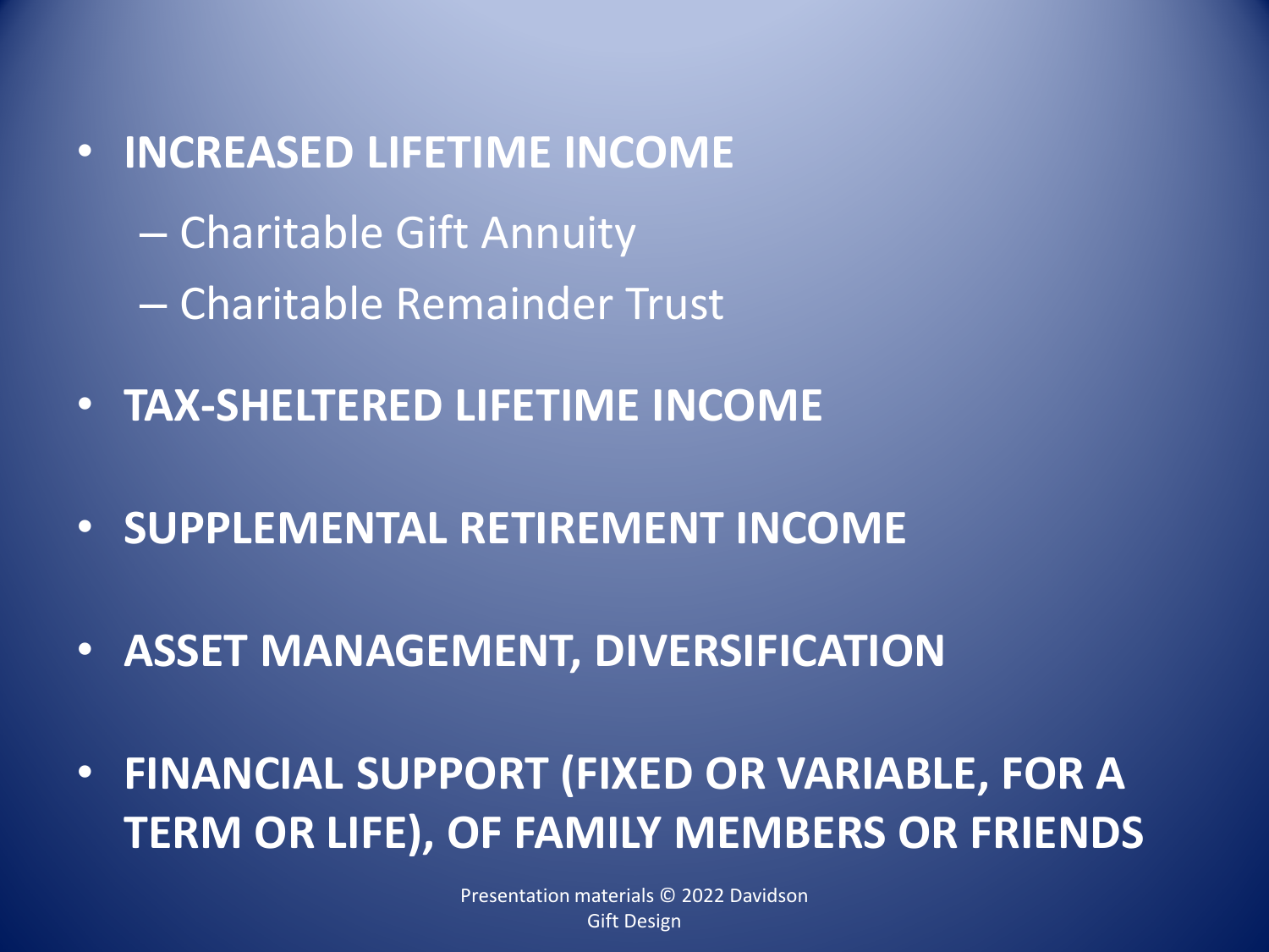- **INCREASED LIFETIME INCOME**
  - Charitable Gift Annuity
  - Charitable Remainder Trust
- **TAX-SHELTERED LIFETIME INCOME**
- **SUPPLEMENTAL RETIREMENT INCOME**
- **ASSET MANAGEMENT, DIVERSIFICATION**
- **FINANCIAL SUPPORT (FIXED OR VARIABLE, FOR A TERM OR LIFE), OF FAMILY MEMBERS OR FRIENDS**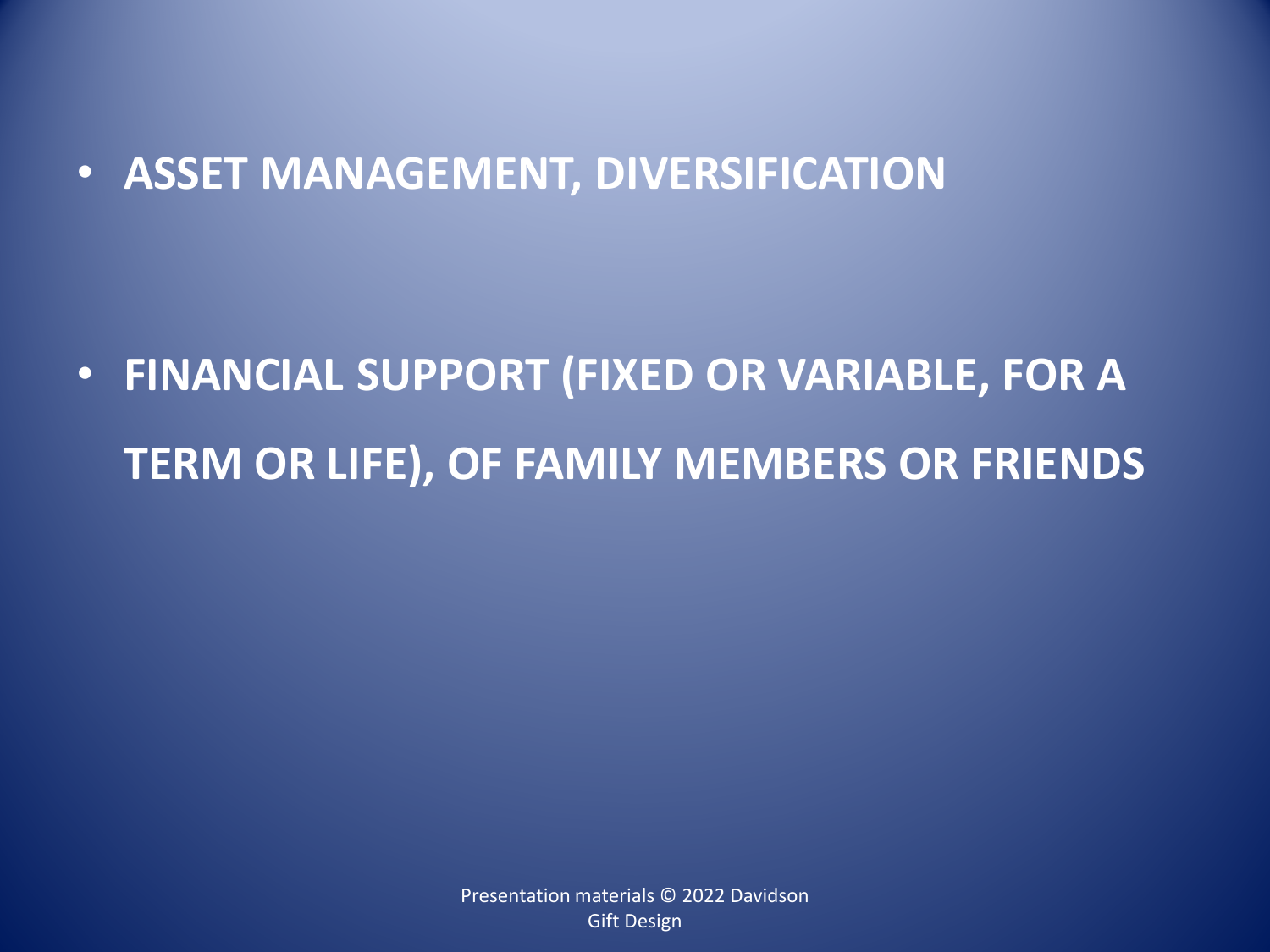- **ASSET MANAGEMENT, DIVERSIFICATION**

- **FINANCIAL SUPPORT (FIXED OR VARIABLE, FOR A TERM OR LIFE), OF FAMILY MEMBERS OR FRIENDS**

Presentation materials © 2022 Davidson Gift Design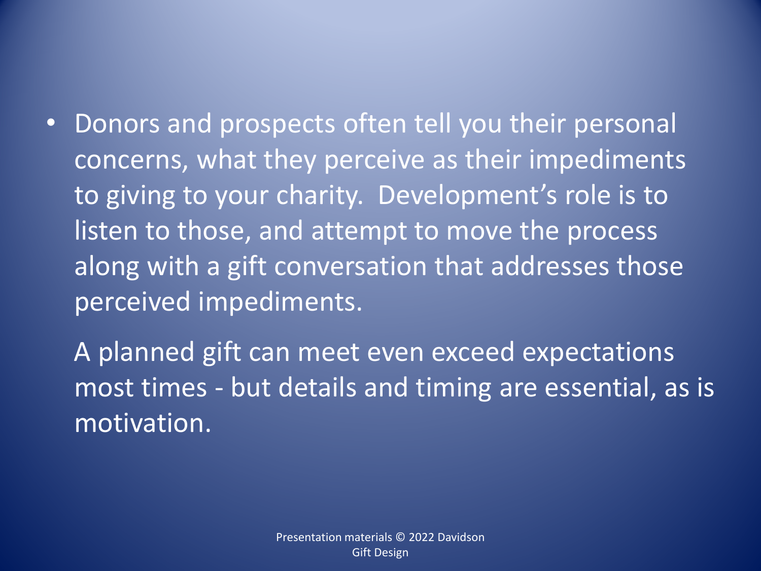- Donors and prospects often tell you their personal concerns, what they perceive as their impediments to giving to your charity. Development's role is to listen to those, and attempt to move the process along with a gift conversation that addresses those perceived impediments.

  A planned gift can meet even exceed expectations most times - but details and timing are essential, as is motivation.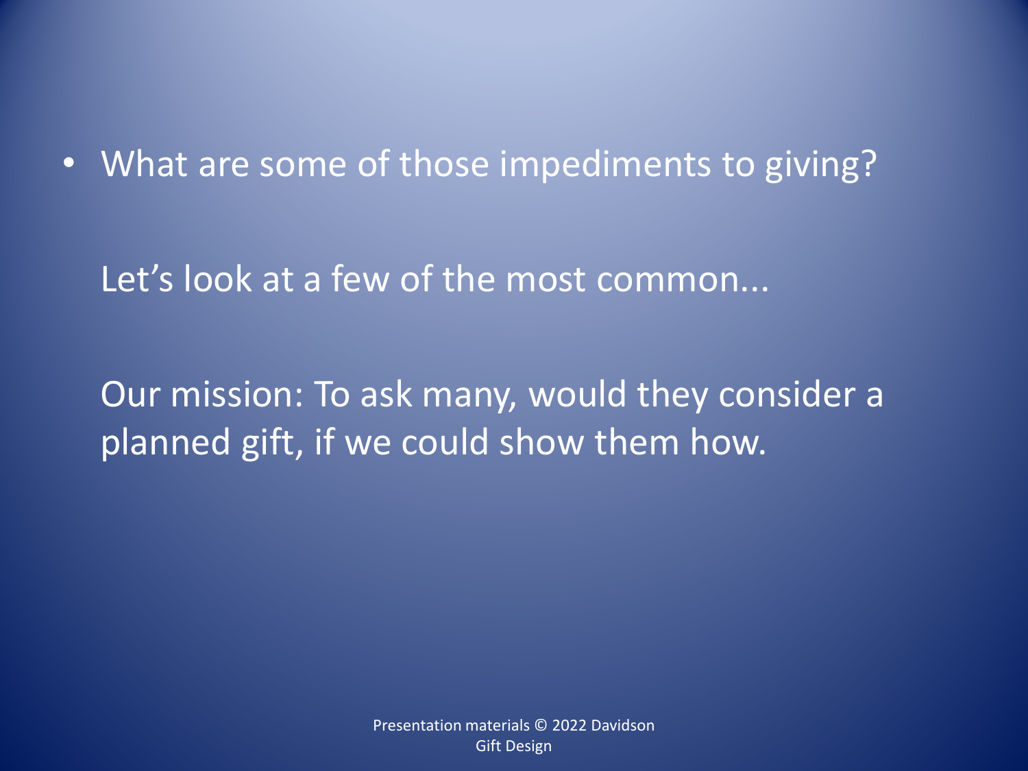- What are some of those impediments to giving?

  Let's look at a few of the most common...

  Our mission: To ask many, would they consider a planned gift, if we could show them how.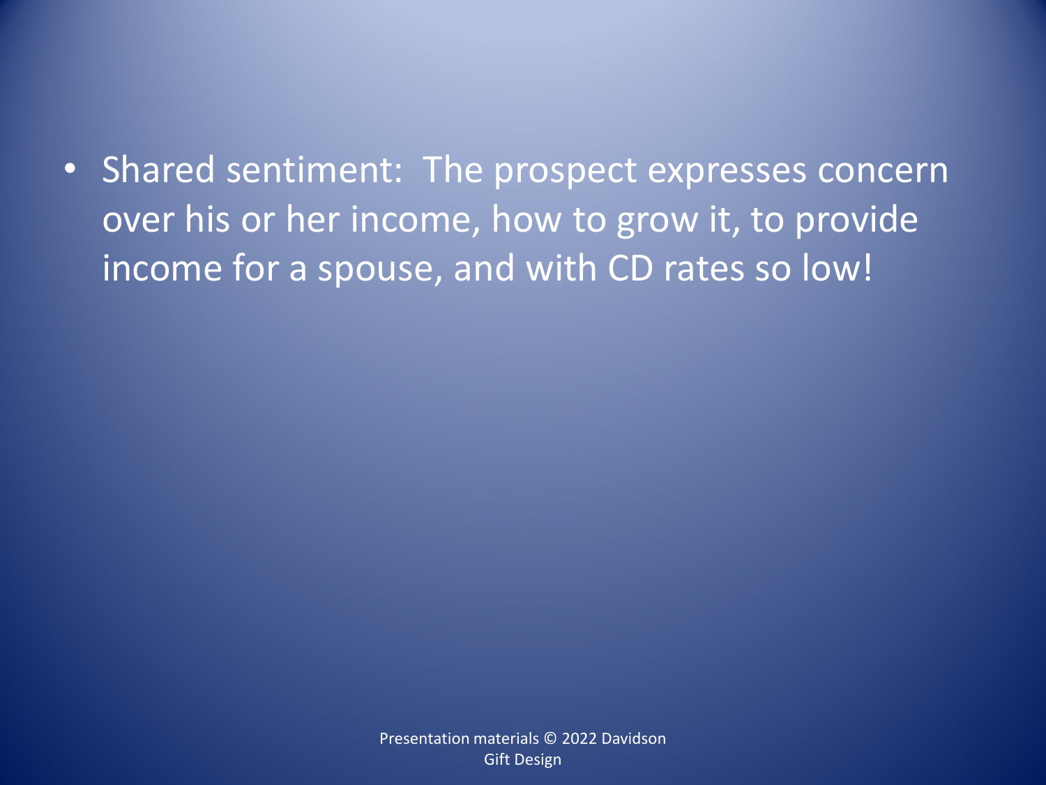- Shared sentiment: The prospect expresses concern over his or her income, how to grow it, to provide income for a spouse, and with CD rates so low!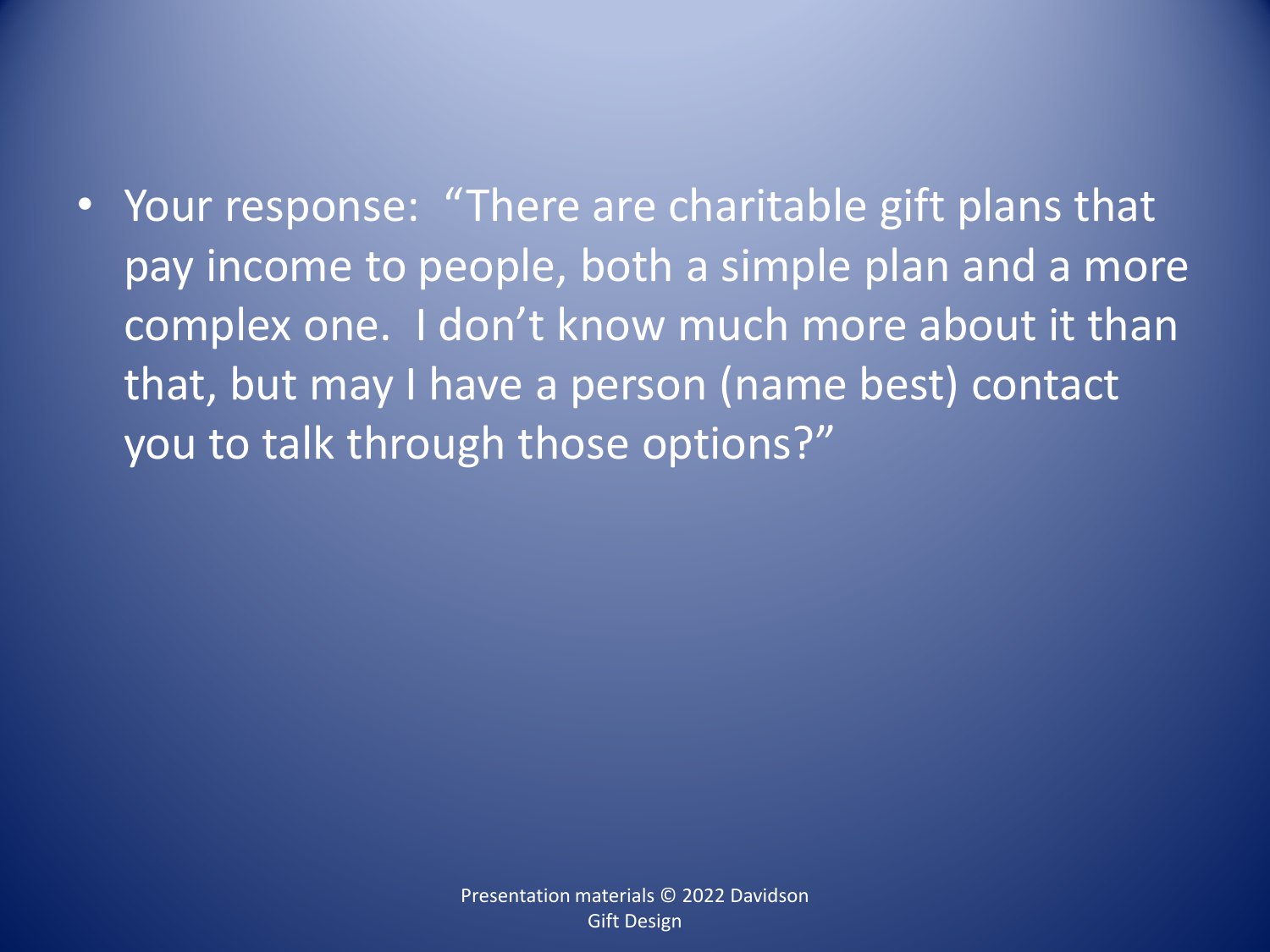- Your response: "There are charitable gift plans that pay income to people, both a simple plan and a more complex one. I don't know much more about it than that, but may I have a person (name best) contact you to talk through those options?"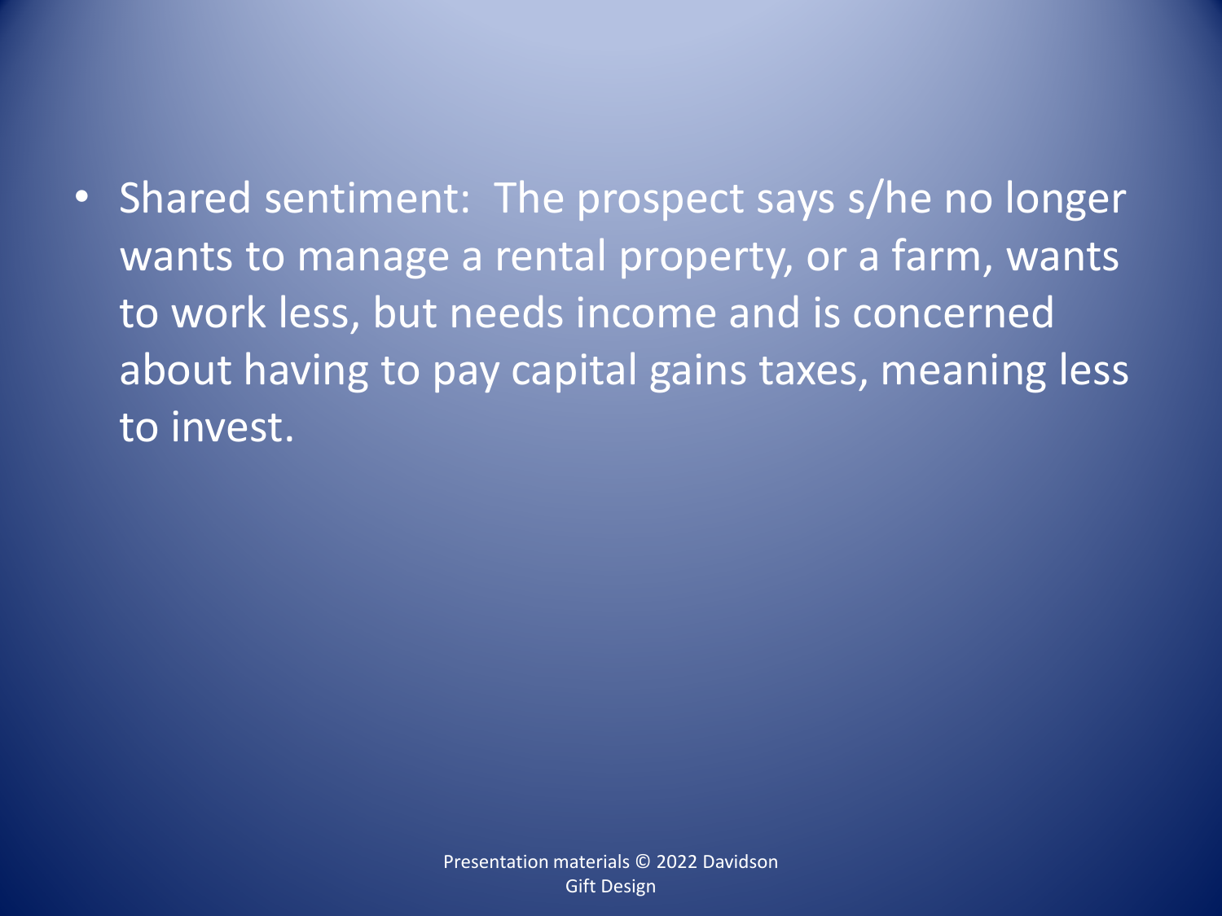- Shared sentiment: The prospect says s/he no longer wants to manage a rental property, or a farm, wants to work less, but needs income and is concerned about having to pay capital gains taxes, meaning less to invest.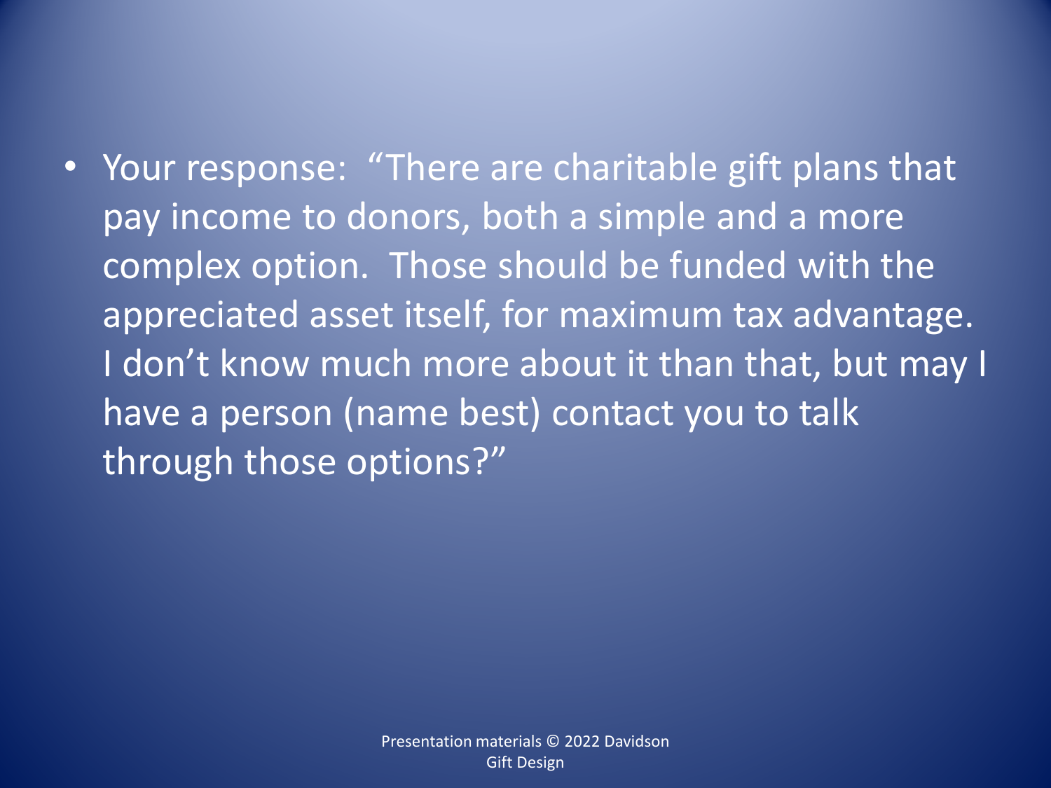- Your response: "There are charitable gift plans that pay income to donors, both a simple and a more complex option. Those should be funded with the appreciated asset itself, for maximum tax advantage. I don't know much more about it than that, but may I have a person (name best) contact you to talk through those options?"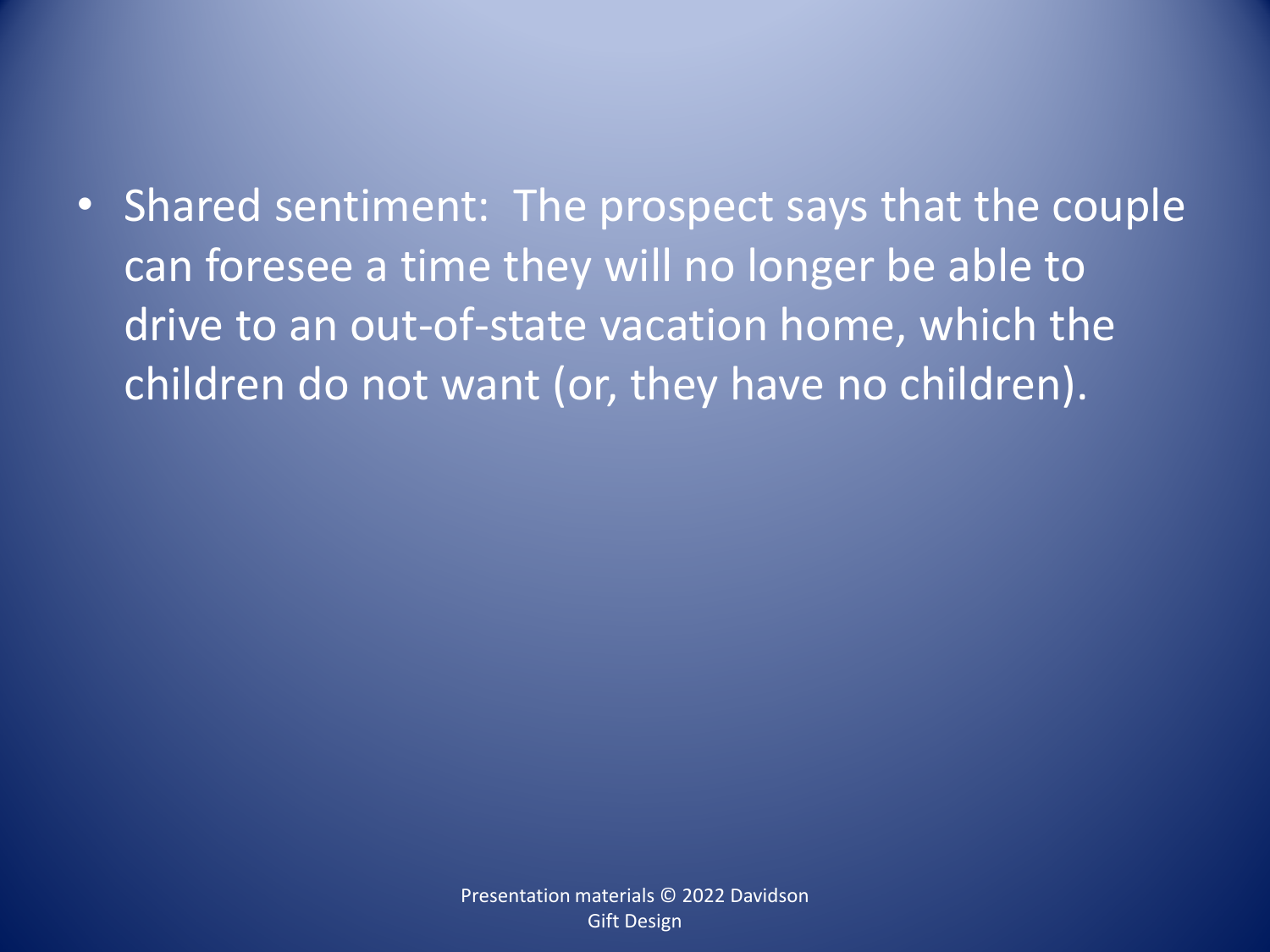- Shared sentiment:  The prospect says that the couple can foresee a time they will no longer be able to drive to an out-of-state vacation home, which the children do not want (or, they have no children).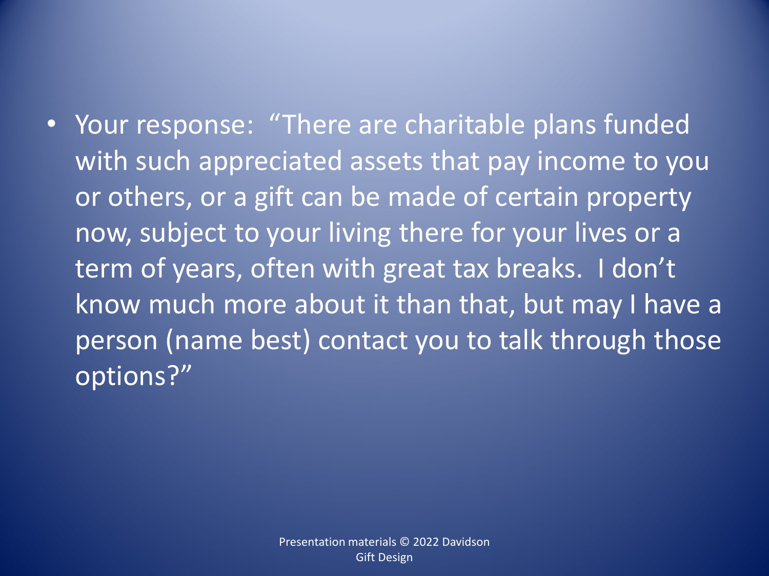- Your response: "There are charitable plans funded with such appreciated assets that pay income to you or others, or a gift can be made of certain property now, subject to your living there for your lives or a term of years, often with great tax breaks. I don't know much more about it than that, but may I have a person (name best) contact you to talk through those options?"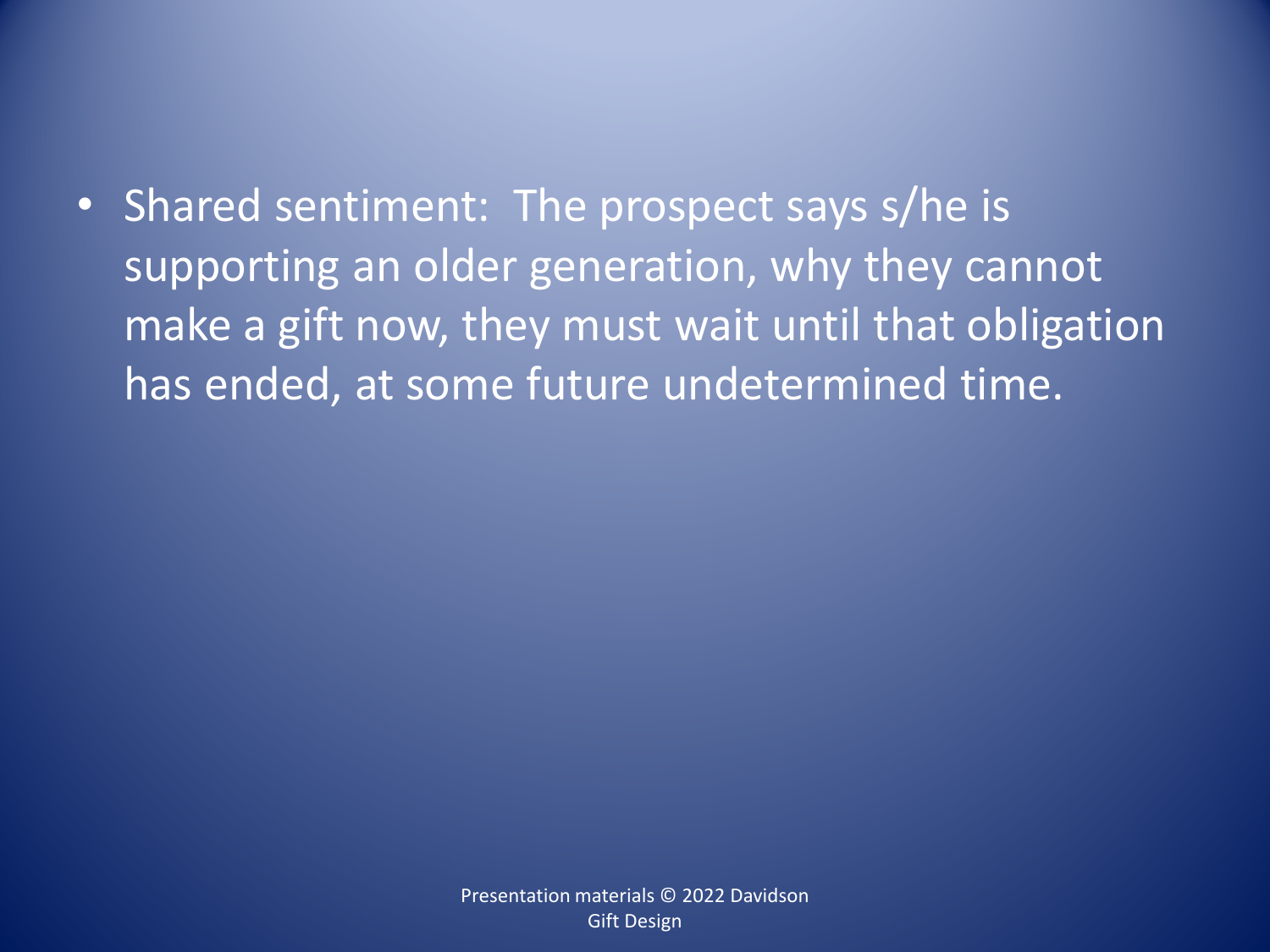- Shared sentiment: The prospect says s/he is supporting an older generation, why they cannot make a gift now, they must wait until that obligation has ended, at some future undetermined time.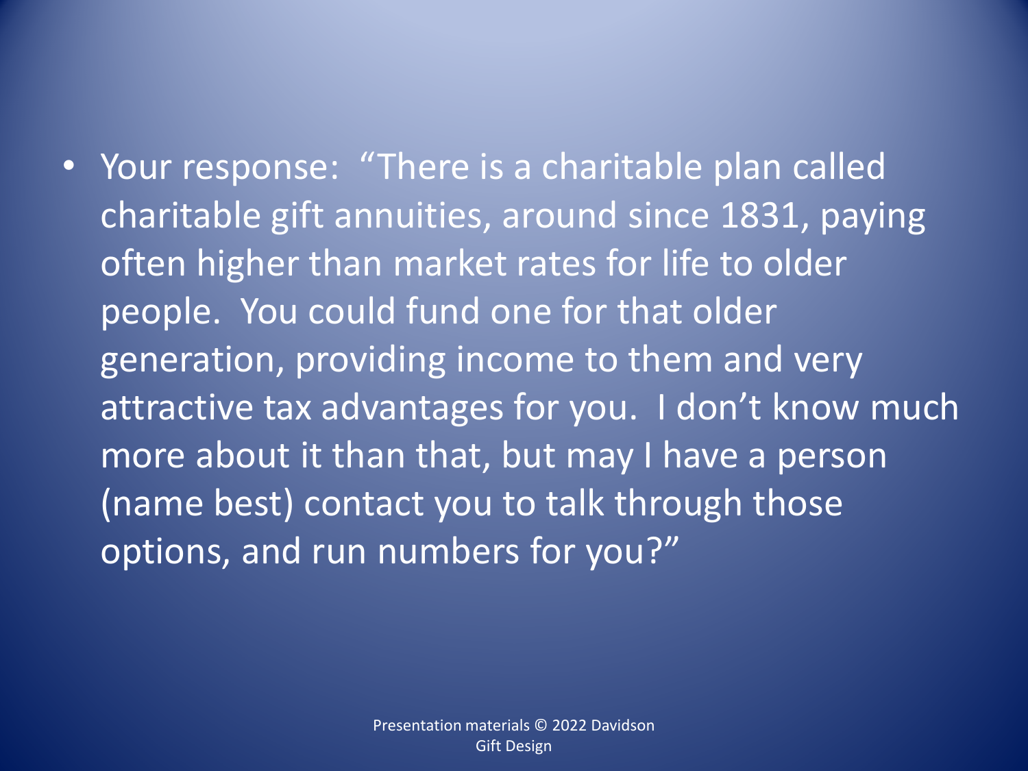- Your response: "There is a charitable plan called charitable gift annuities, around since 1831, paying often higher than market rates for life to older people. You could fund one for that older generation, providing income to them and very attractive tax advantages for you. I don't know much more about it than that, but may I have a person (name best) contact you to talk through those options, and run numbers for you?"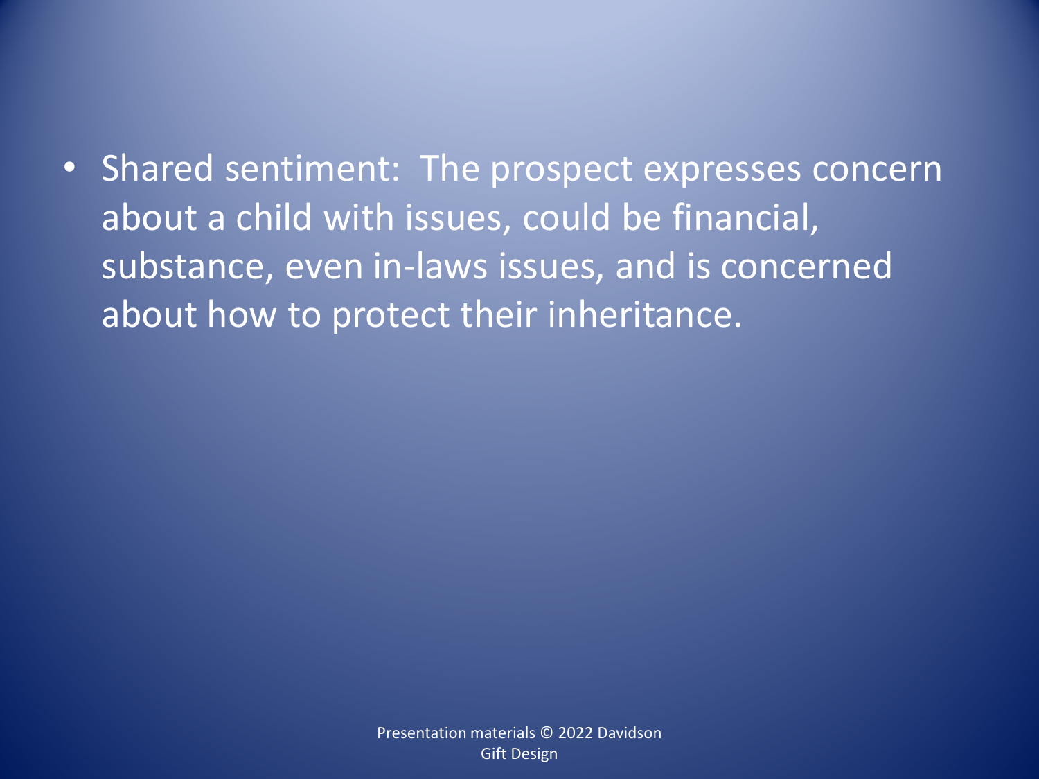- Shared sentiment: The prospect expresses concern about a child with issues, could be financial, substance, even in-laws issues, and is concerned about how to protect their inheritance.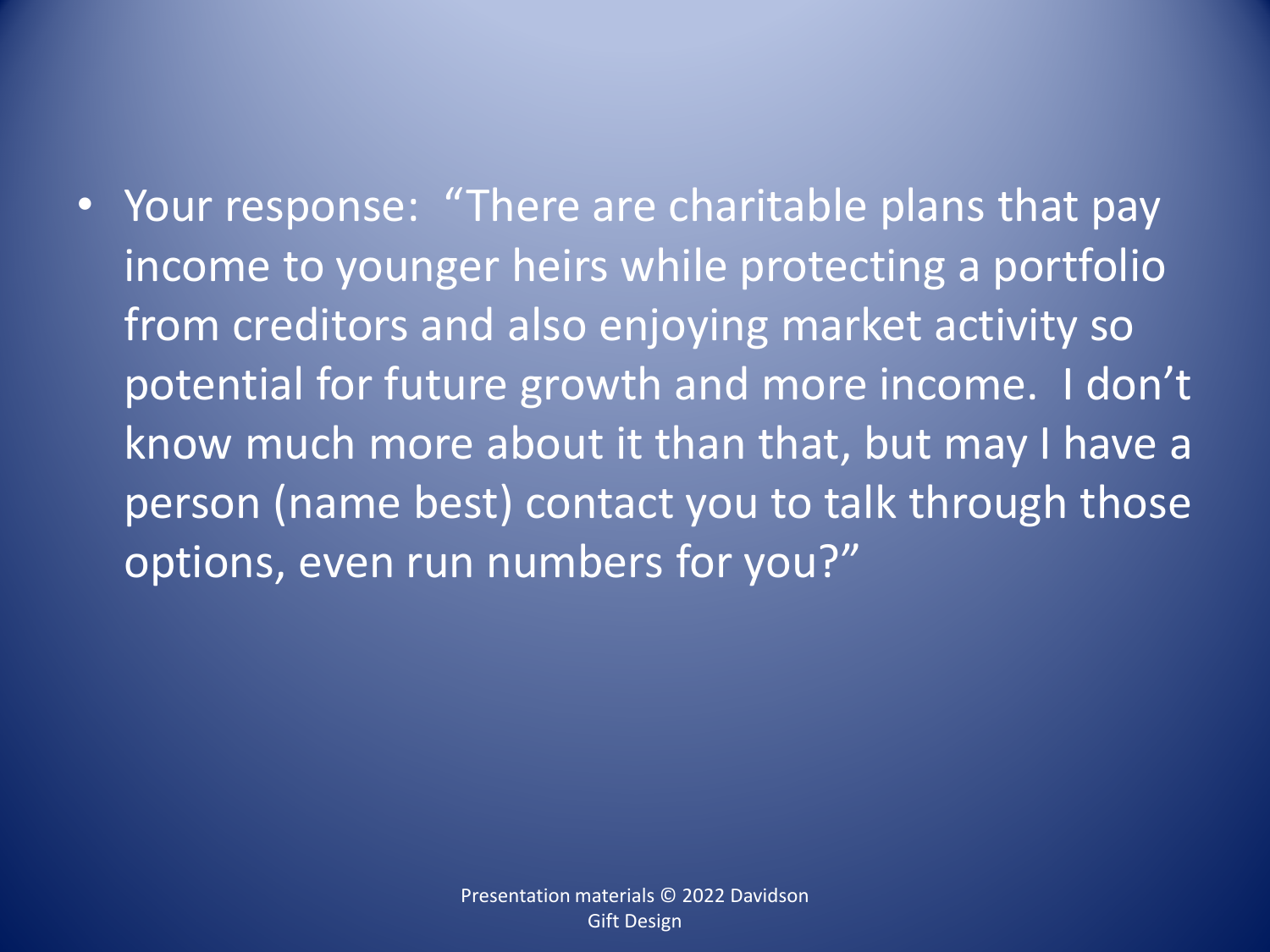- Your response: "There are charitable plans that pay income to younger heirs while protecting a portfolio from creditors and also enjoying market activity so potential for future growth and more income. I don't know much more about it than that, but may I have a person (name best) contact you to talk through those options, even run numbers for you?"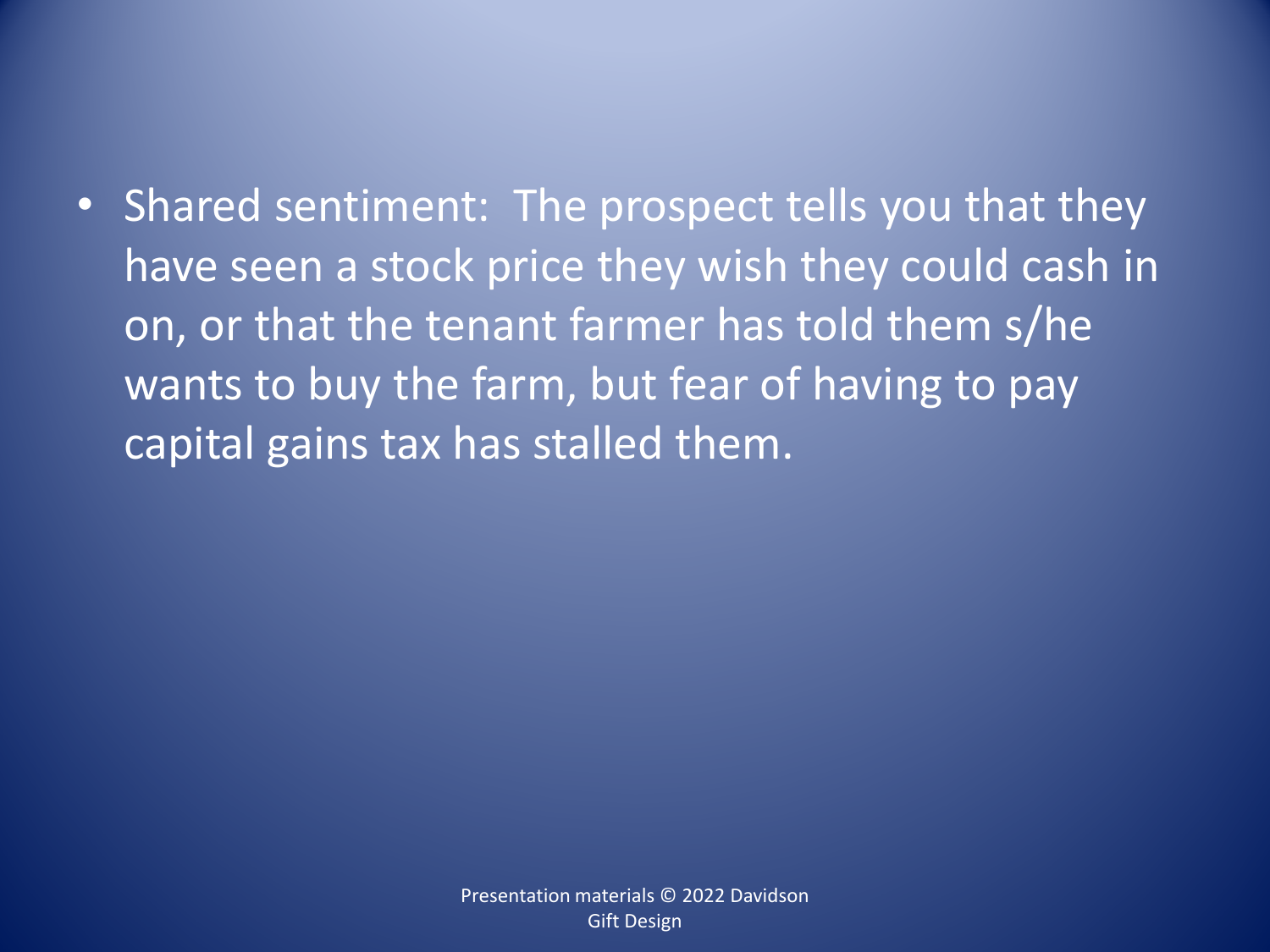- Shared sentiment: The prospect tells you that they have seen a stock price they wish they could cash in on, or that the tenant farmer has told them s/he wants to buy the farm, but fear of having to pay capital gains tax has stalled them.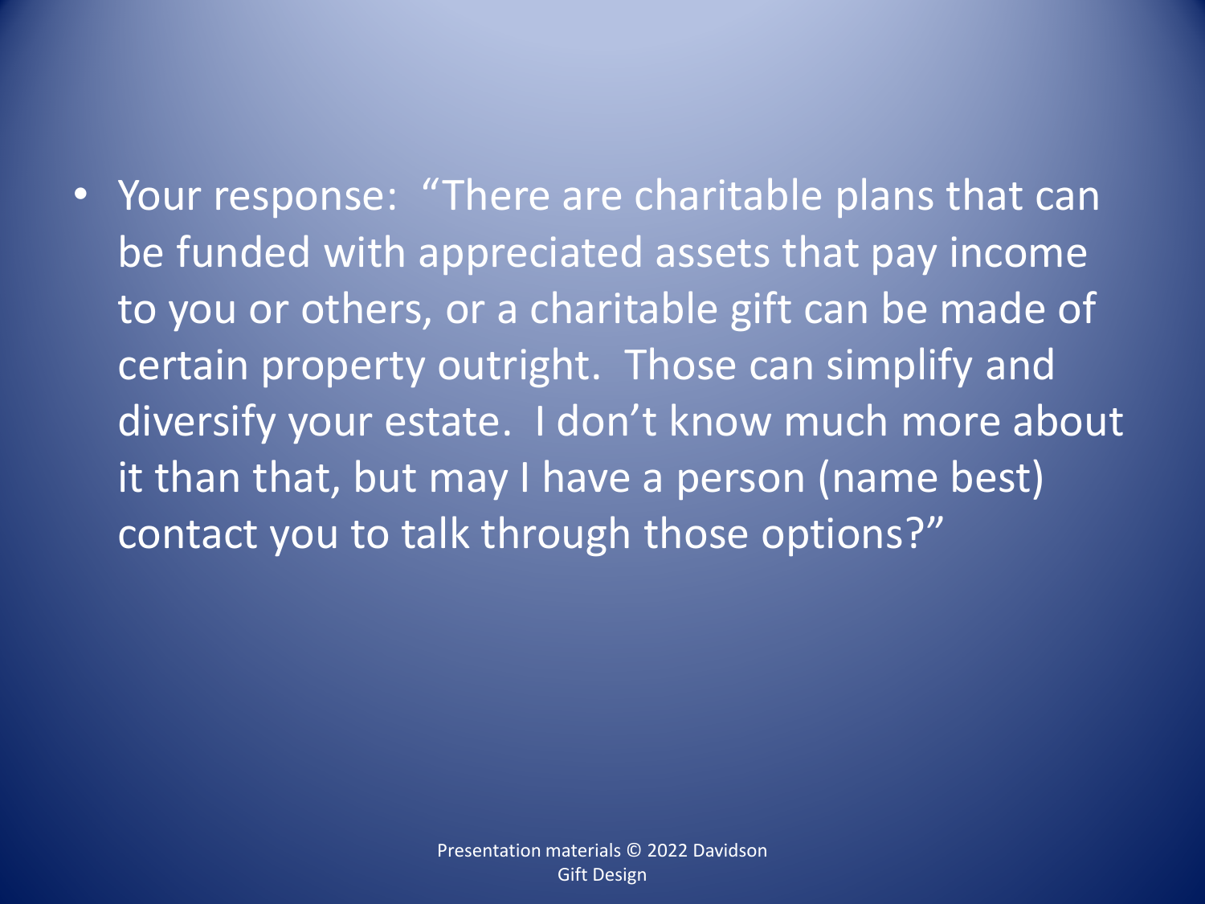- Your response: "There are charitable plans that can be funded with appreciated assets that pay income to you or others, or a charitable gift can be made of certain property outright. Those can simplify and diversify your estate. I don't know much more about it than that, but may I have a person (name best) contact you to talk through those options?"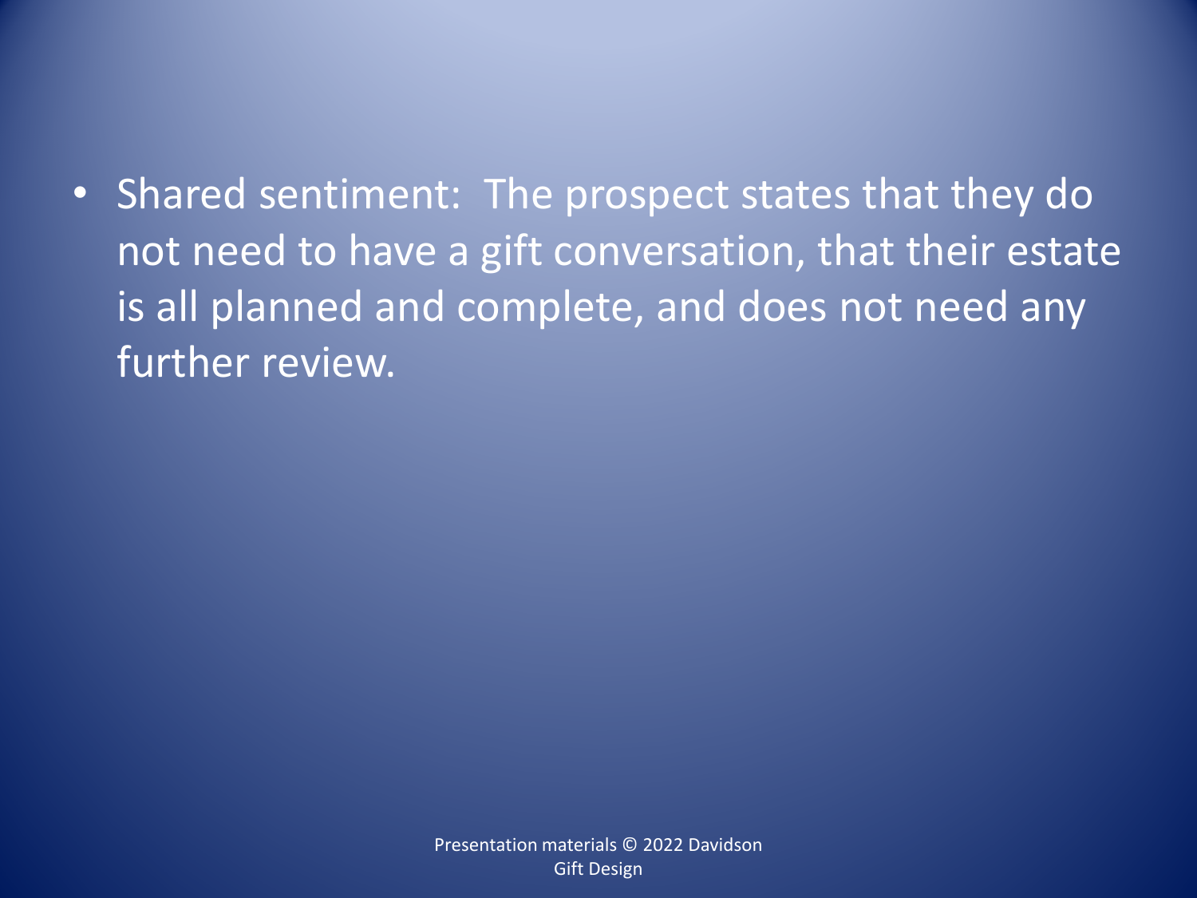- Shared sentiment: The prospect states that they do not need to have a gift conversation, that their estate is all planned and complete, and does not need any further review.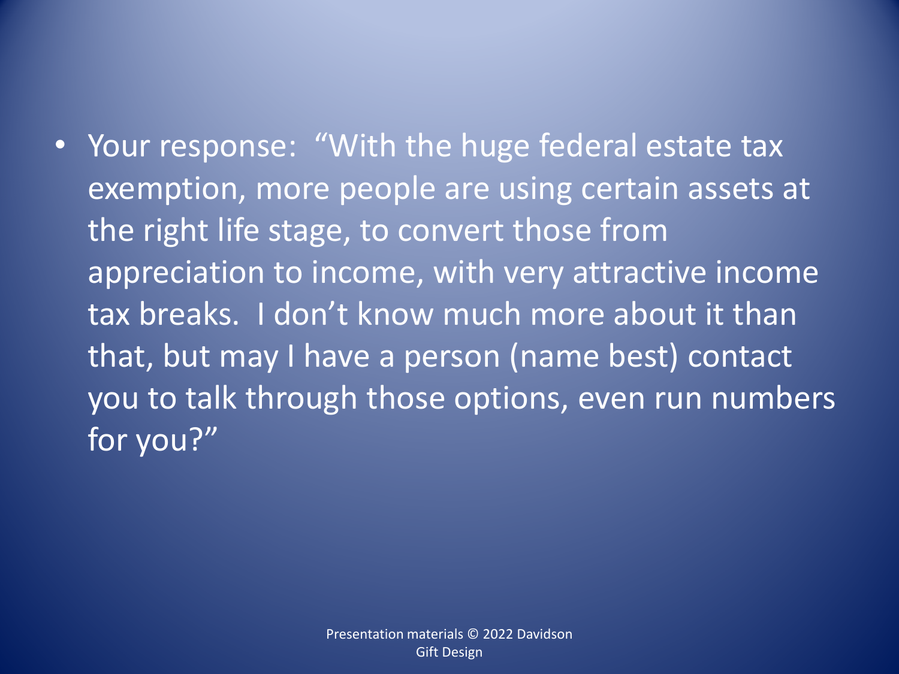- Your response: "With the huge federal estate tax exemption, more people are using certain assets at the right life stage, to convert those from appreciation to income, with very attractive income tax breaks. I don't know much more about it than that, but may I have a person (name best) contact you to talk through those options, even run numbers for you?"

Presentation materials © 2022 Davidson Gift Design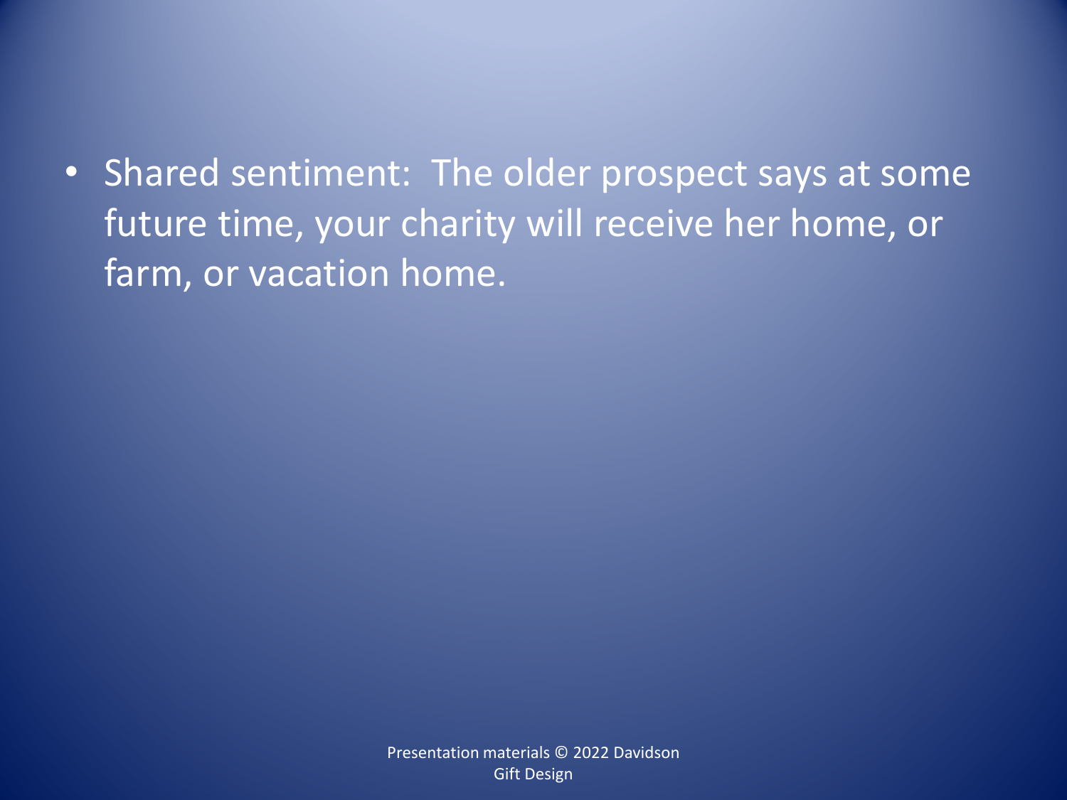- Shared sentiment: The older prospect says at some future time, your charity will receive her home, or farm, or vacation home.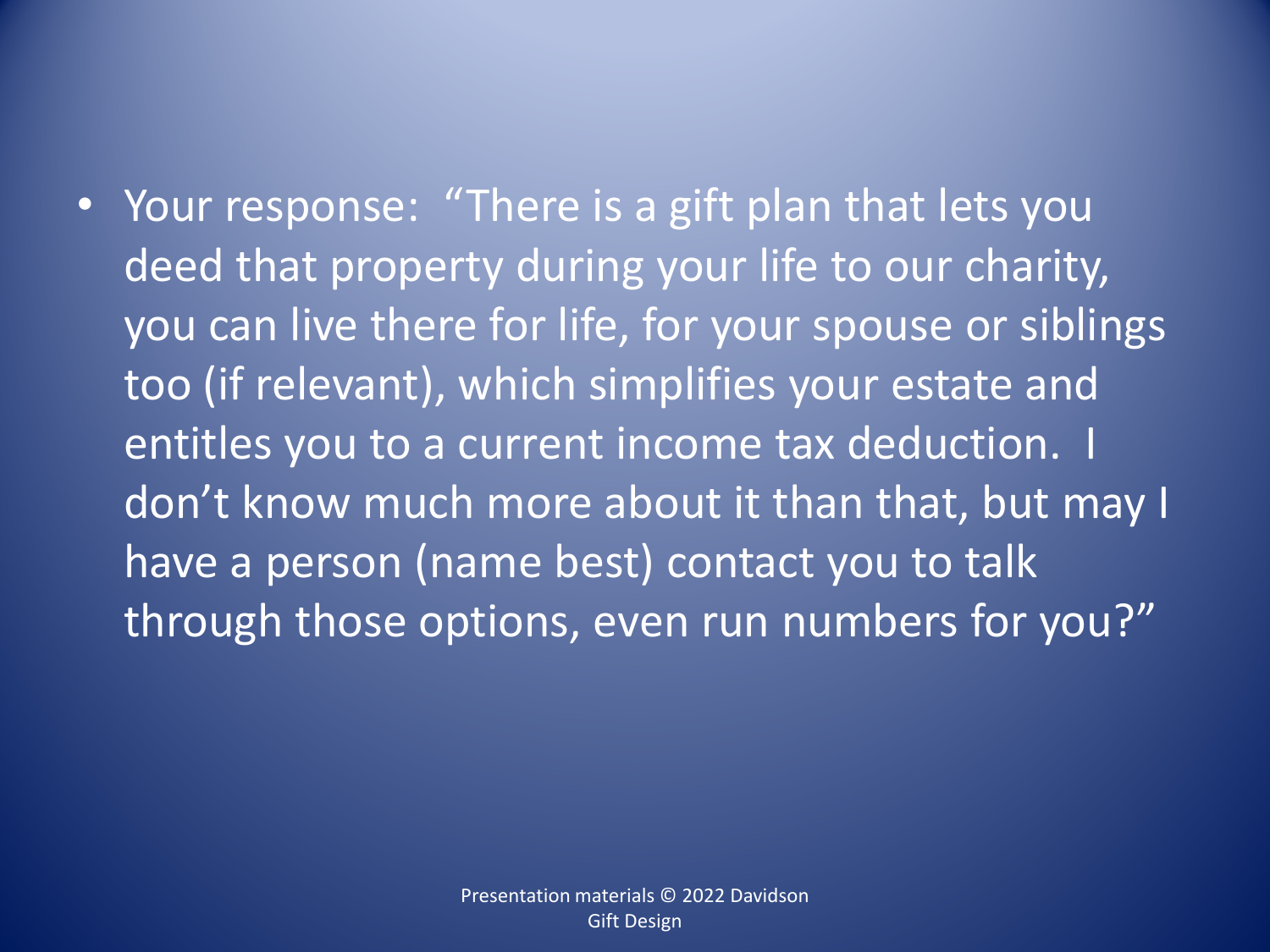- Your response: "There is a gift plan that lets you deed that property during your life to our charity, you can live there for life, for your spouse or siblings too (if relevant), which simplifies your estate and entitles you to a current income tax deduction. I don't know much more about it than that, but may I have a person (name best) contact you to talk through those options, even run numbers for you?"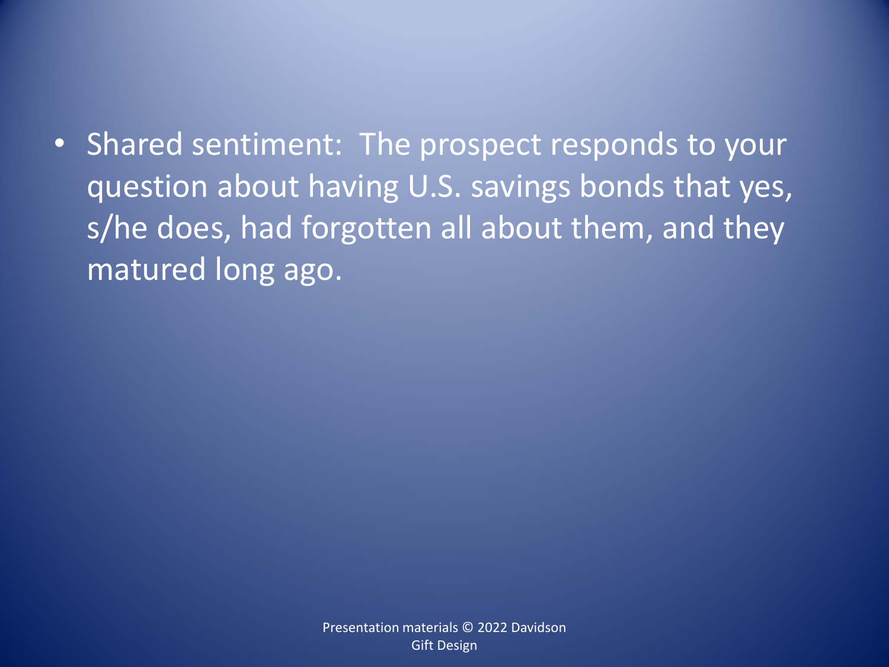- Shared sentiment:  The prospect responds to your question about having U.S. savings bonds that yes, s/he does, had forgotten all about them, and they matured long ago.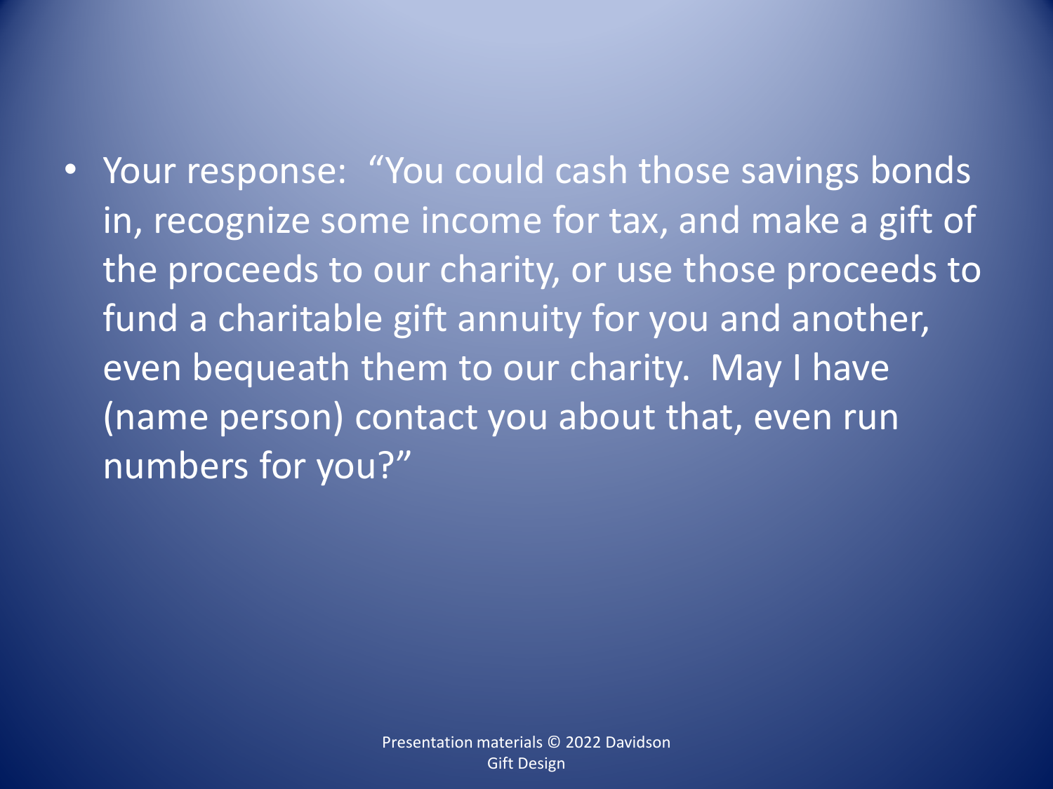- Your response: "You could cash those savings bonds in, recognize some income for tax, and make a gift of the proceeds to our charity, or use those proceeds to fund a charitable gift annuity for you and another, even bequeath them to our charity. May I have (name person) contact you about that, even run numbers for you?"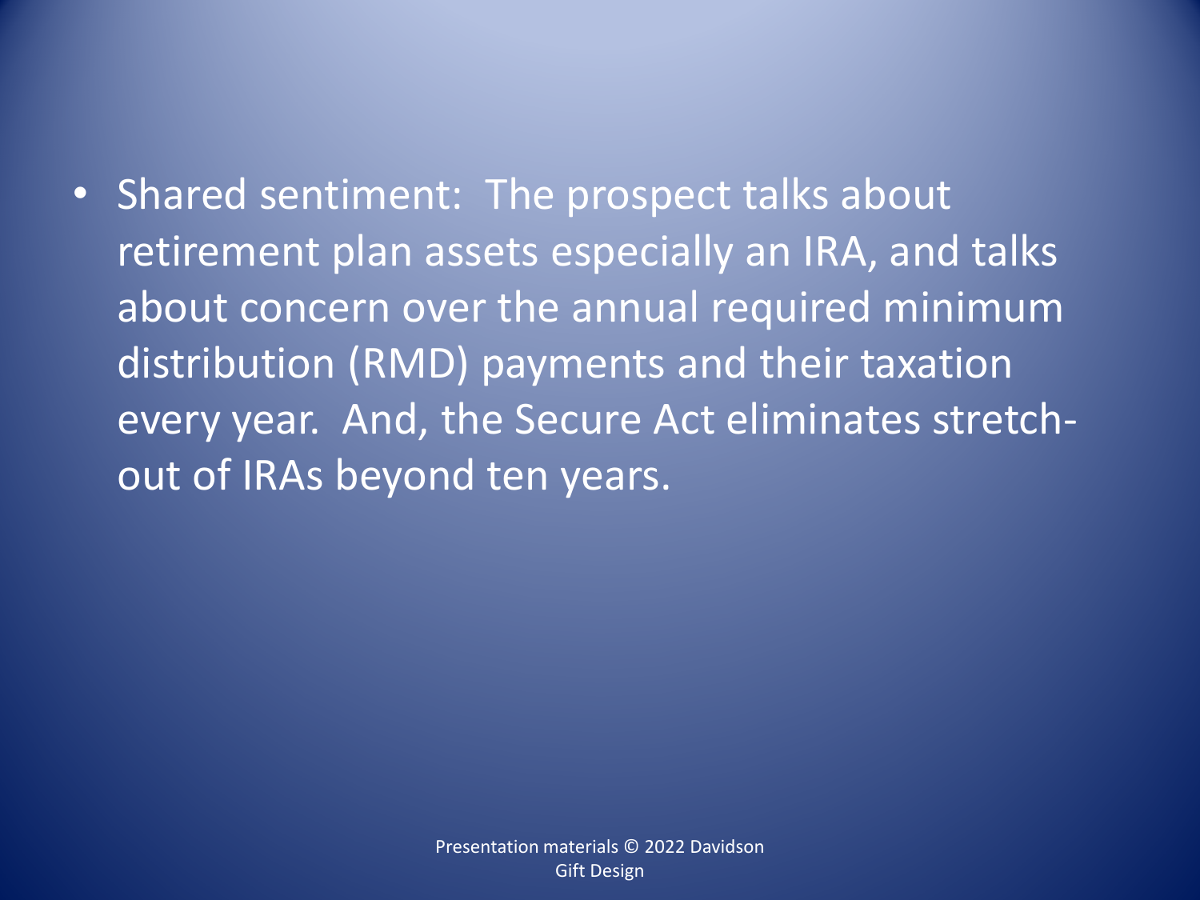- Shared sentiment: The prospect talks about retirement plan assets especially an IRA, and talks about concern over the annual required minimum distribution (RMD) payments and their taxation every year. And, the Secure Act eliminates stretch-out of IRAs beyond ten years.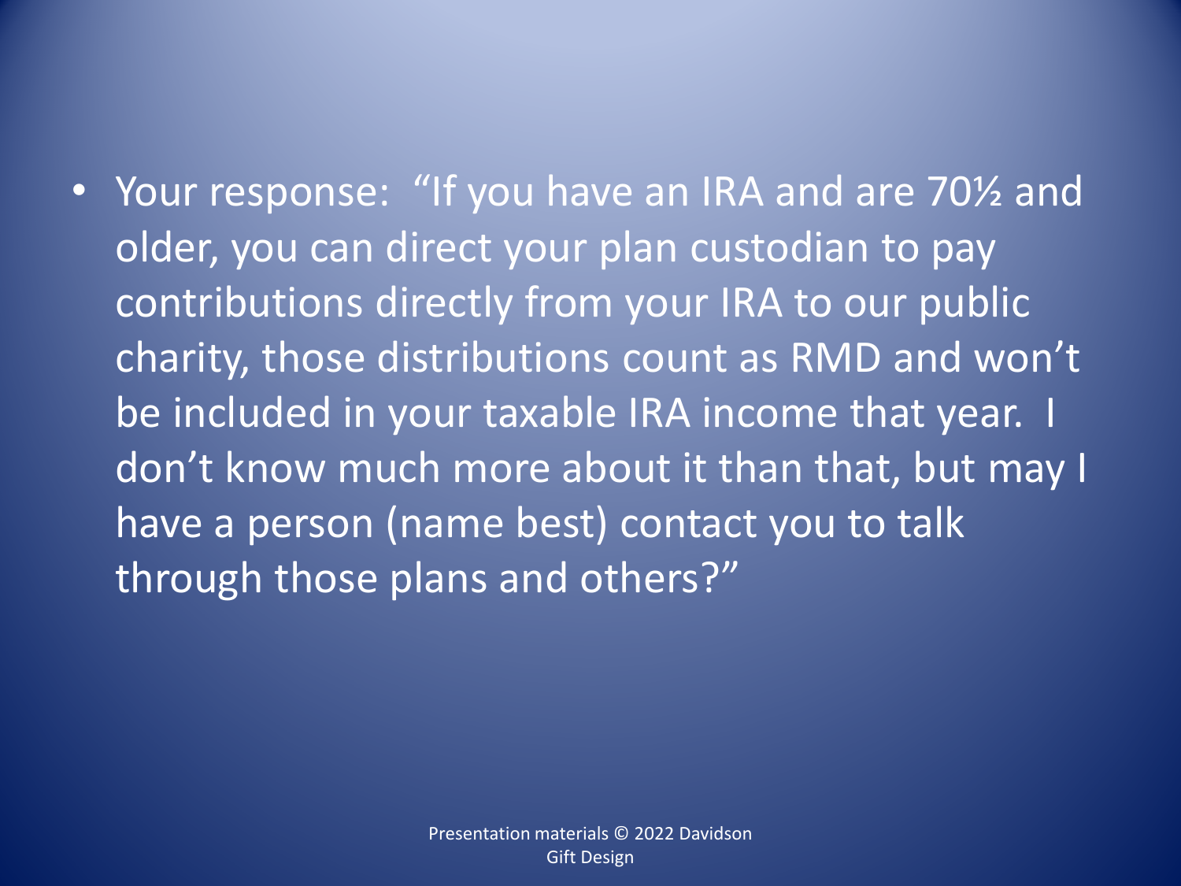- Your response: "If you have an IRA and are 70½ and older, you can direct your plan custodian to pay contributions directly from your IRA to our public charity, those distributions count as RMD and won't be included in your taxable IRA income that year. I don't know much more about it than that, but may I have a person (name best) contact you to talk through those plans and others?"

Presentation materials © 2022 Davidson Gift Design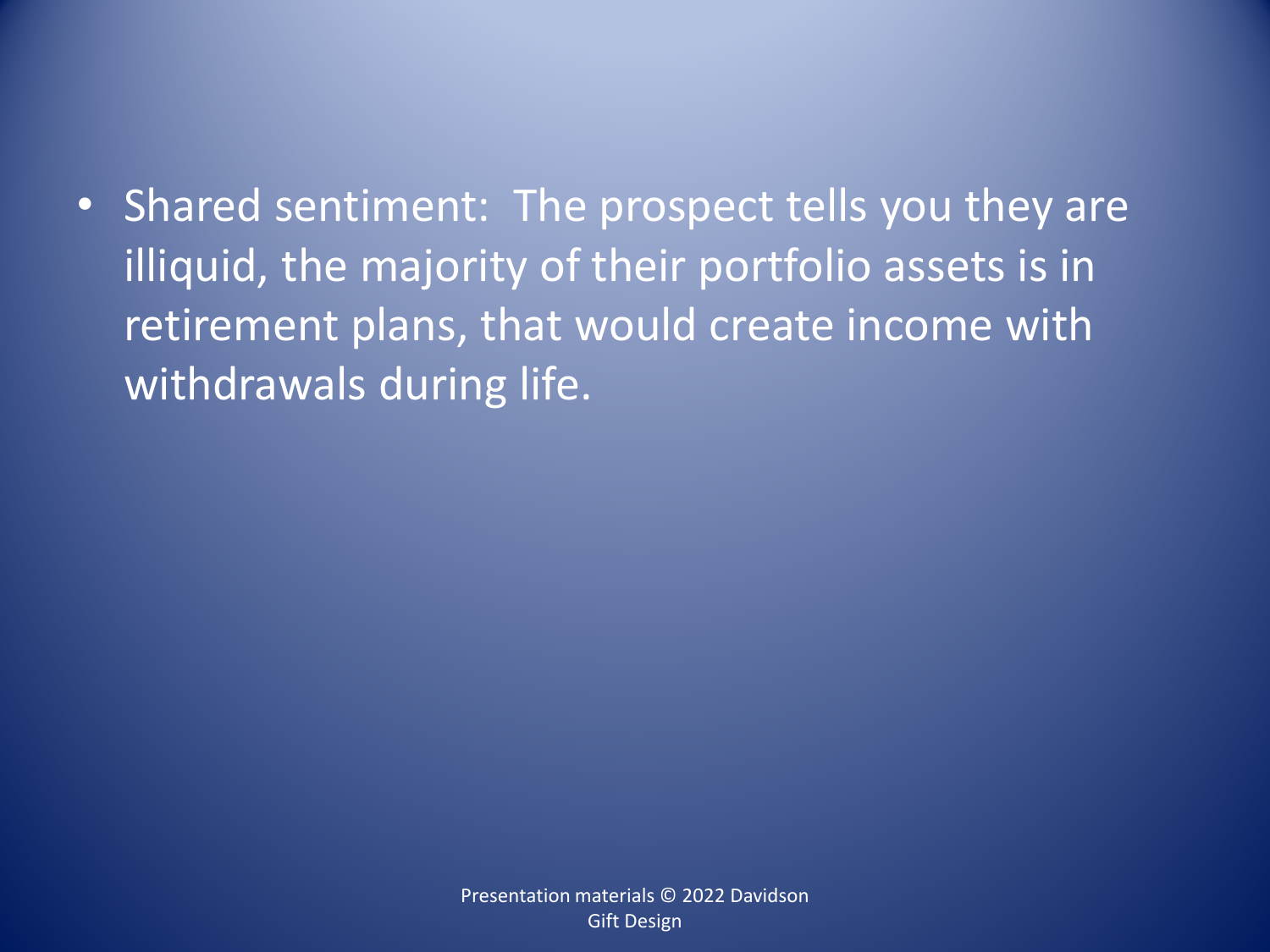- Shared sentiment: The prospect tells you they are illiquid, the majority of their portfolio assets is in retirement plans, that would create income with withdrawals during life.

Presentation materials © 2022 Davidson Gift Design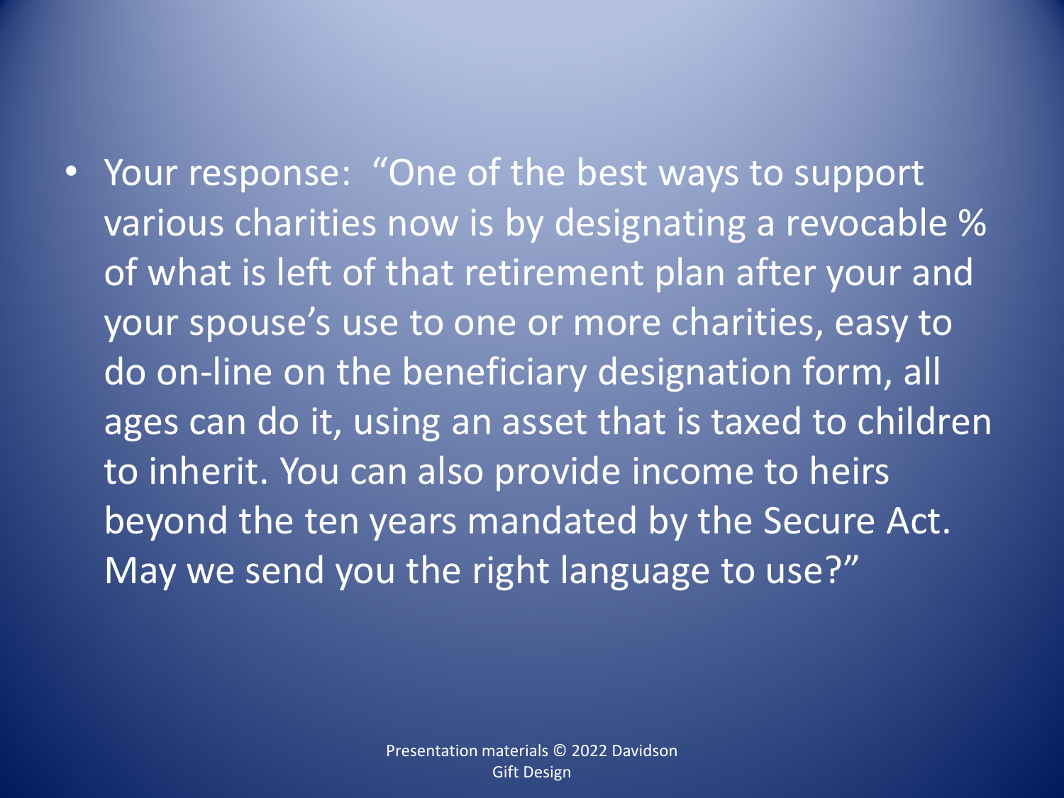- Your response: "One of the best ways to support various charities now is by designating a revocable % of what is left of that retirement plan after your and your spouse's use to one or more charities, easy to do on-line on the beneficiary designation form, all ages can do it, using an asset that is taxed to children to inherit. You can also provide income to heirs beyond the ten years mandated by the Secure Act. May we send you the right language to use?"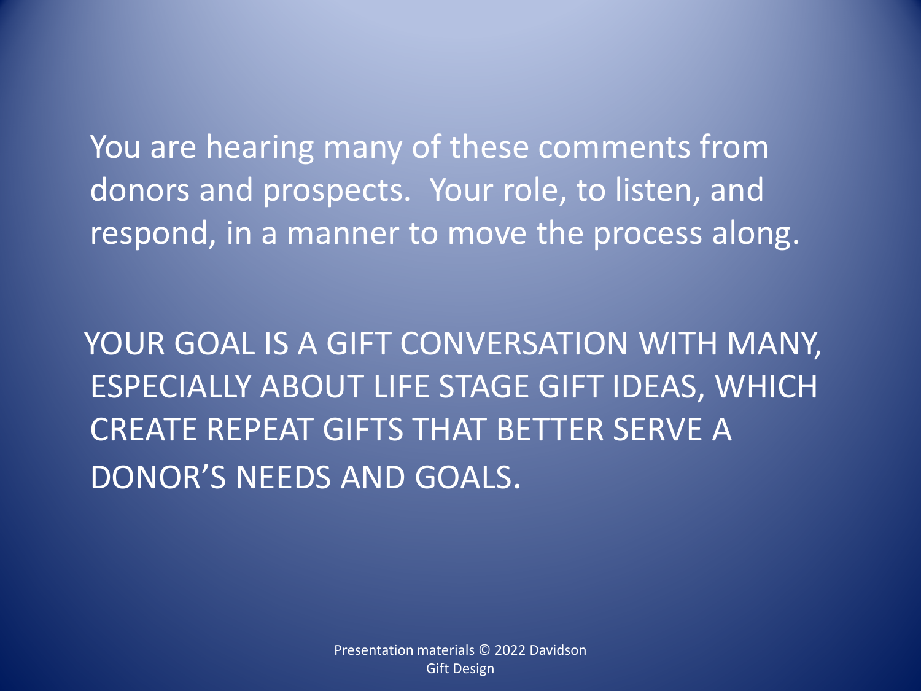You are hearing many of these comments from donors and prospects. Your role, to listen, and respond, in a manner to move the process along.

YOUR GOAL IS A GIFT CONVERSATION WITH MANY, ESPECIALLY ABOUT LIFE STAGE GIFT IDEAS, WHICH CREATE REPEAT GIFTS THAT BETTER SERVE A DONOR'S NEEDS AND GOALS.

Presentation materials © 2022 Davidson Gift Design